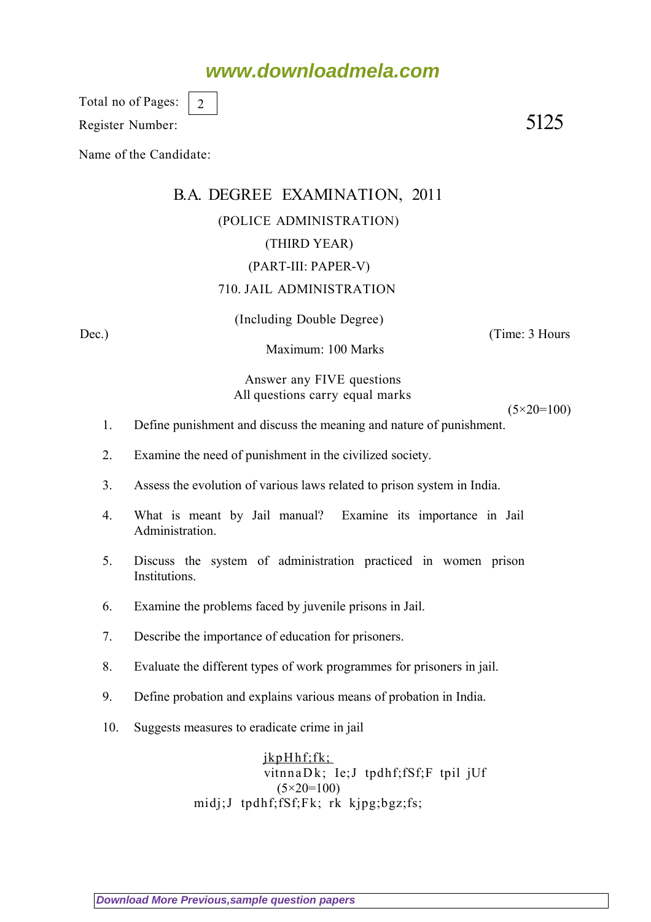www.downloadmela.com

Total no of Pages: 2

Register Number:

5125

Name of the Candidate:

# B.A. DEGREE EXAMINATION, 2011

## (POLICE ADMINISTRATION)

## (THIRD YEAR)

## (PART-III: PAPER-V)

## 710. JAIL ADMINISTRATION

(Including Double Degree)

Dec.) (Time: 3 Hours

Maximum: 100 Marks

Answer any FIVE questions
All questions carry equal marks

(5×20=100)

1. Define punishment and discuss the meaning and nature of punishment.

2. Examine the need of punishment in the civilized society.

3. Assess the evolution of various laws related to prison system in India.

4. What is meant by Jail manual? Examine its importance in Jail Administration.

5. Discuss the system of administration practiced in women prison Institutions.

6. Examine the problems faced by juvenile prisons in Jail.

7. Describe the importance of education for prisoners.

8. Evaluate the different types of work programmes for prisoners in jail.

9. Define probation and explains various means of probation in India.

10. Suggests measures to eradicate crime in jail

jkpHhf;fk;
vitnnaDk; Ie;J tpdhf;fSf;F tpil jUf
(5×20=100)
midj;J tpdhf;fSf;Fk; rk kjpg;bgz;fs;

Download More Previous,sample question papers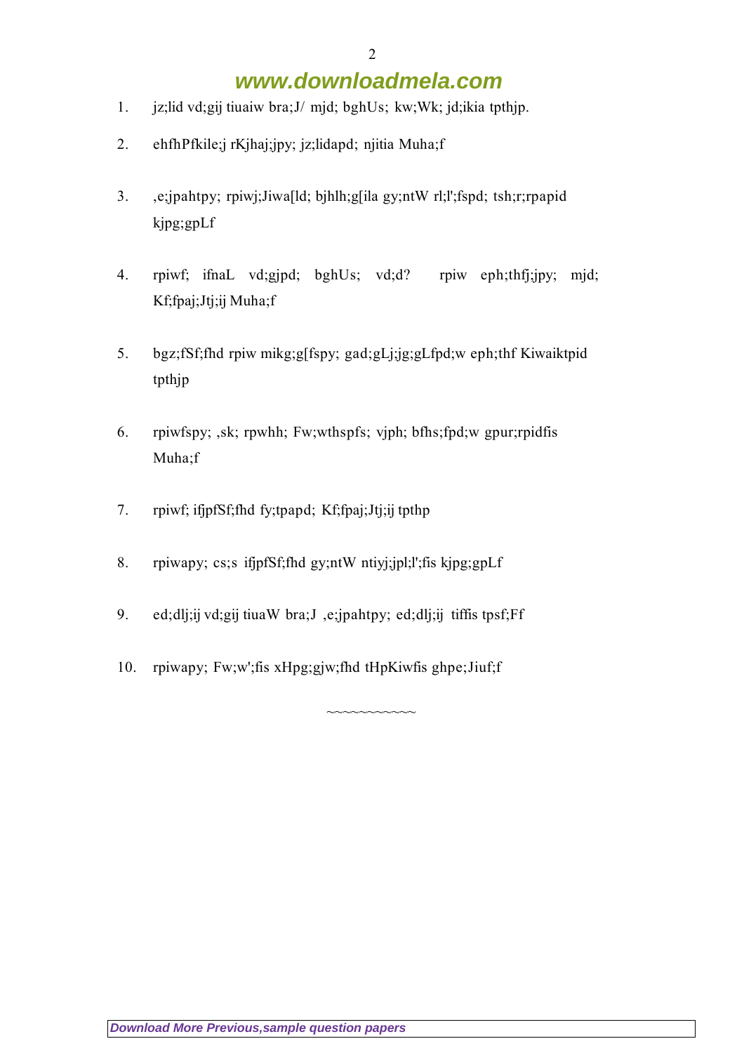1. jz;lid vd;gij tiuaiw bra;J/ mjd; bghUs; kw;Wk; jd;ikia tpthjp.

2. ehfhPfkile;j rKjhaj;jpy; jz;lidapd; njitia Muha;f

3. ,e;jpahtpy; rpiwj;Jiwa[ld; bjhlh;g[ila gy;ntW rl;l';fspd; tsh;r;rpapid kjpg;gpLf

4. rpiwf; ifnaL vd;gjpd; bghUs; vd;d? rpiw eph;thfj;jpy; mjd; Kf;fpaj;Jtj;ij Muha;f

5. bgz;fSf;fhd rpiw mikg;g[fspy; gad;gLj;jg;gLfpd;w eph;thf Kiwaiktpid tpthjp

6. rpiwfspy; ,sk; rpwhh; Fw;wthspfs; vjph; bfhs;fpd;w gpur;rpidfis Muha;f

7. rpiwf; ifjpfSf;fhd fy;tpapd; Kf;fpaj;Jtj;ij tpthp

8. rpiwapy; cs;s ifjpfSf;fhd gy;ntW ntiyj;jpl;l';fis kjpg;gpLf

9. ed;dlj;ij vd;gij tiuaW bra;J ,e;jpahtpy; ed;dlj;ij tiffis tpsf;Ff

10. rpiwapy; Fw;w';fis xHpg;gjw;fhd tHpKiwfis ghpe;Jiuf;f

~~~~~~~~~~~